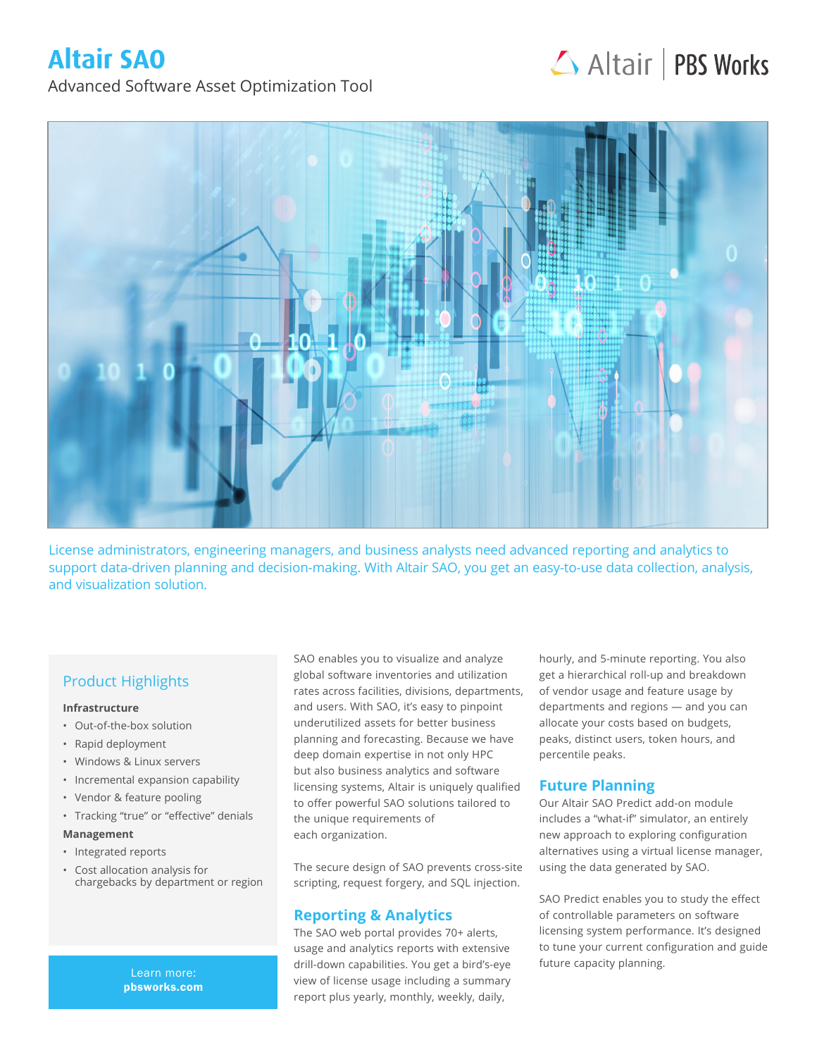# Altair SAO

Advanced Software Asset Optimization Tool

Altair | PBS Works

License administrators, engineering managers, and business analysts need advanced reporting and analytics to support data-driven planning and decision-making. With Altair SAO, you get an easy-to-use data collection, analysis, and visualization solution.

## Product Highlights

**Infrastructure**

- Out-of-the-box solution
- Rapid deployment
- Windows & Linux servers
- Incremental expansion capability
- Vendor & feature pooling
- Tracking "true" or "effective" denials

**Management**

- Integrated reports
- Cost allocation analysis for chargebacks by department or region

Learn more:
**pbsworks.com**

SAO enables you to visualize and analyze global software inventories and utilization rates across facilities, divisions, departments, and users. With SAO, it's easy to pinpoint underutilized assets for better business planning and forecasting. Because we have deep domain expertise in not only HPC but also business analytics and software licensing systems, Altair is uniquely qualified to offer powerful SAO solutions tailored to the unique requirements of each organization.

The secure design of SAO prevents cross-site scripting, request forgery, and SQL injection.

## Reporting & Analytics

The SAO web portal provides 70+ alerts, usage and analytics reports with extensive drill-down capabilities. You get a bird's-eye view of license usage including a summary report plus yearly, monthly, weekly, daily, hourly, and 5-minute reporting. You also get a hierarchical roll-up and breakdown of vendor usage and feature usage by departments and regions — and you can allocate your costs based on budgets, peaks, distinct users, token hours, and percentile peaks.

## Future Planning

Our Altair SAO Predict add-on module includes a "what-if" simulator, an entirely new approach to exploring configuration alternatives using a virtual license manager, using the data generated by SAO.

SAO Predict enables you to study the effect of controllable parameters on software licensing system performance. It's designed to tune your current configuration and guide future capacity planning.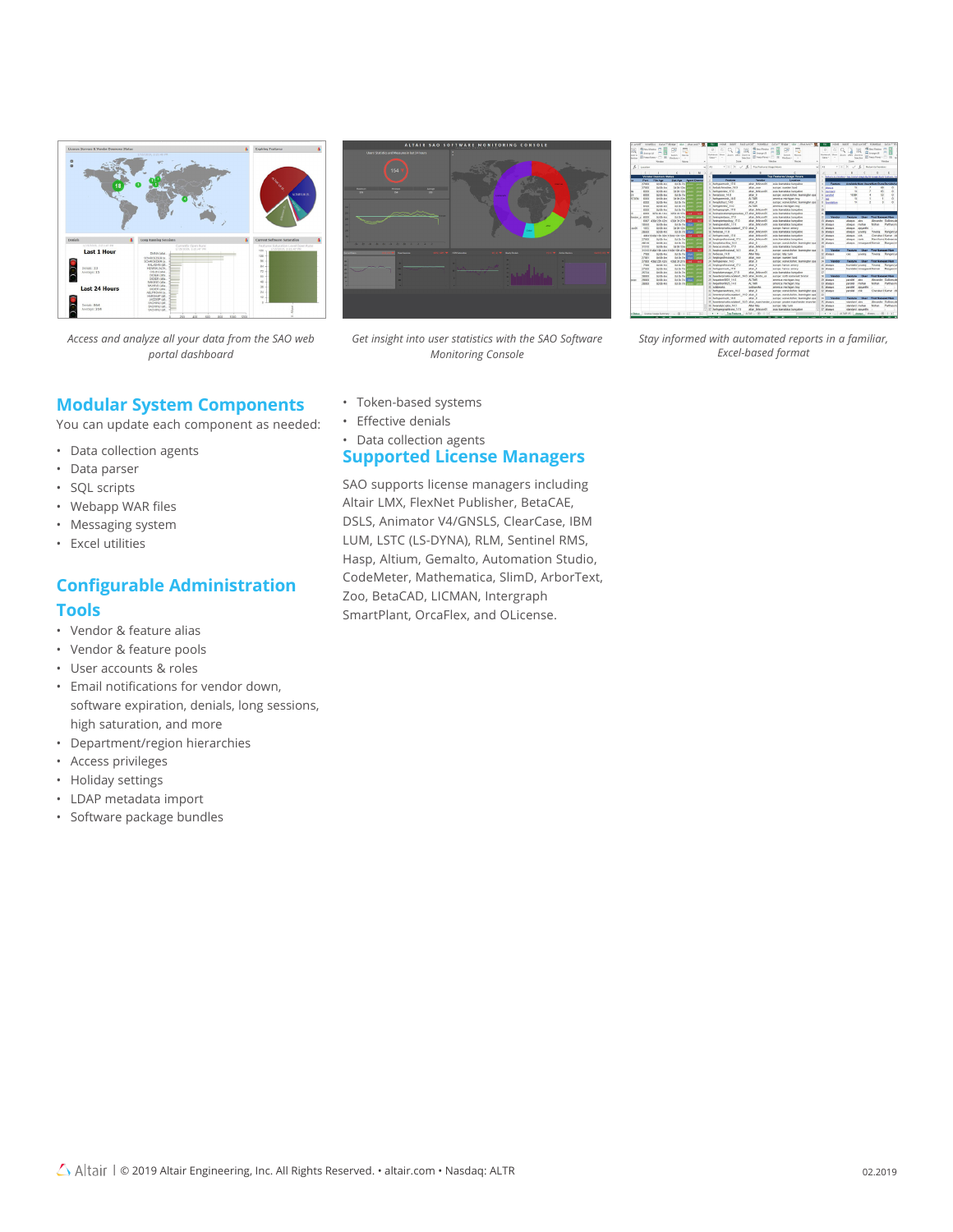*Access and analyze all your data from the SAO web portal dashboard*

*Get insight into user statistics with the SAO Software Monitoring Console*

*Stay informed with automated reports in a familiar, Excel-based format*

## Modular System Components

You can update each component as needed:

- Data collection agents
- Data parser
- SQL scripts
- Webapp WAR files
- Messaging system
- Excel utilities

## Configurable Administration Tools

- Vendor & feature alias
- Vendor & feature pools
- User accounts & roles
- Email notifications for vendor down, software expiration, denials, long sessions, high saturation, and more
- Department/region hierarchies
- Access privileges
- Holiday settings
- LDAP metadata import
- Software package bundles
- Token-based systems
- Effective denials
- Data collection agents

## Supported License Managers

SAO supports license managers including Altair LMX, FlexNet Publisher, BetaCAE, DSLS, Animator V4/GNSLS, ClearCase, IBM LUM, LSTC (LS-DYNA), RLM, Sentinel RMS, Hasp, Altium, Gemalto, Automation Studio, CodeMeter, Mathematica, SlimD, ArborText, Zoo, BetaCAD, LICMAN, Intergraph SmartPlant, OrcaFlex, and OLicense.

Altair | © 2019 Altair Engineering, Inc. All Rights Reserved. • altair.com • Nasdaq: ALTR

02.2019